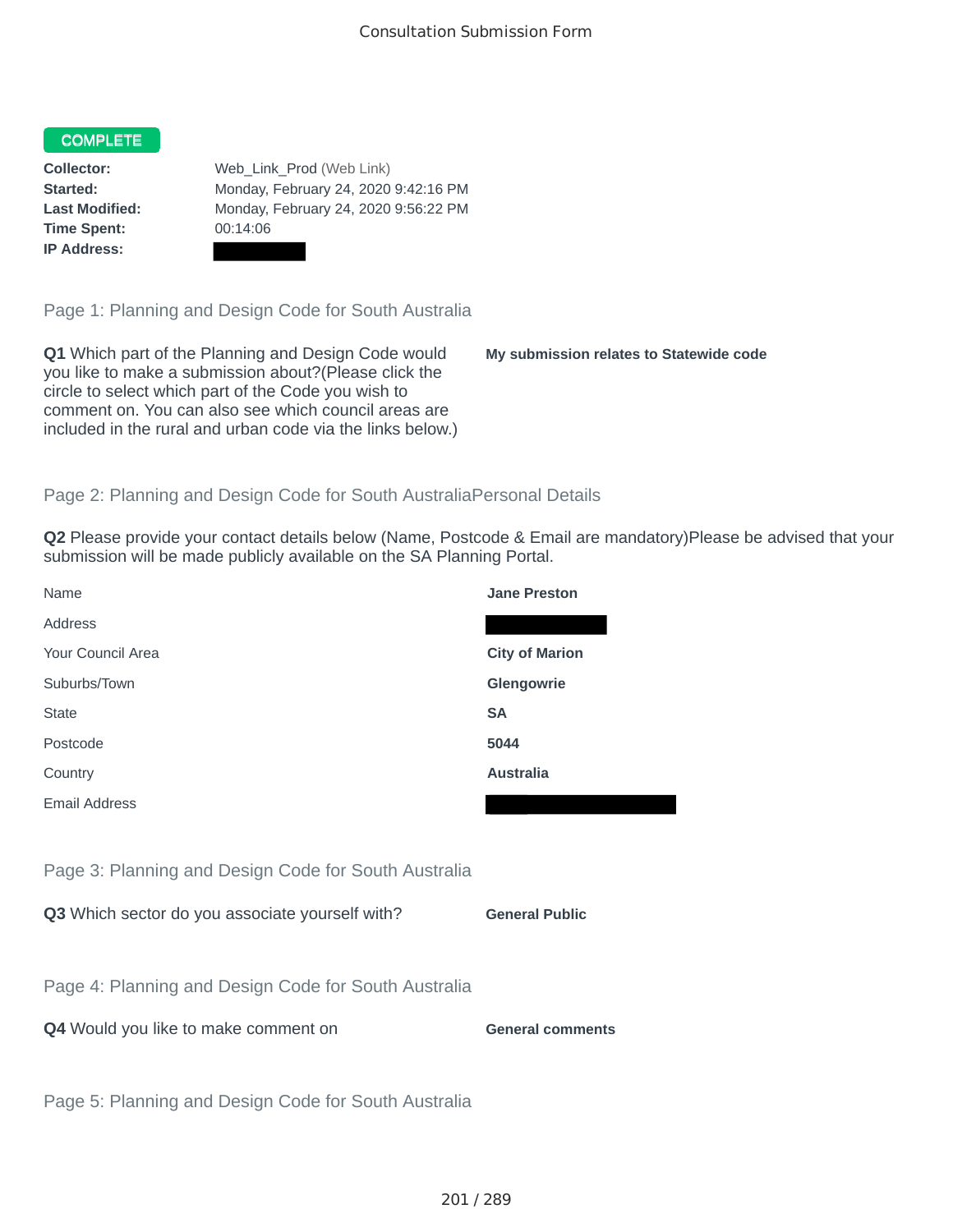Consultation Submission Form

**COMPLETE**

**Collector:** Web_Link_Prod (Web Link)
**Started:** Monday, February 24, 2020 9:42:16 PM
**Last Modified:** Monday, February 24, 2020 9:56:22 PM
**Time Spent:** 00:14:06
**IP Address:**

## Page 1: Planning and Design Code for South Australia

**Q1** Which part of the Planning and Design Code would you like to make a submission about?(Please click the circle to select which part of the Code you wish to comment on. You can also see which council areas are included in the rural and urban code via the links below.)

**My submission relates to Statewide code**

## Page 2: Planning and Design Code for South AustraliaPersonal Details

**Q2** Please provide your contact details below (Name, Postcode & Email are mandatory)Please be advised that your submission will be made publicly available on the SA Planning Portal.

| | |
|---|---|
| Name | **Jane Preston** |
| Address | |
| Your Council Area | **City of Marion** |
| Suburbs/Town | **Glengowrie** |
| State | **SA** |
| Postcode | **5044** |
| Country | **Australia** |
| Email Address | |

## Page 3: Planning and Design Code for South Australia

**Q3** Which sector do you associate yourself with?

**General Public**

## Page 4: Planning and Design Code for South Australia

**Q4** Would you like to make comment on

**General comments**

## Page 5: Planning and Design Code for South Australia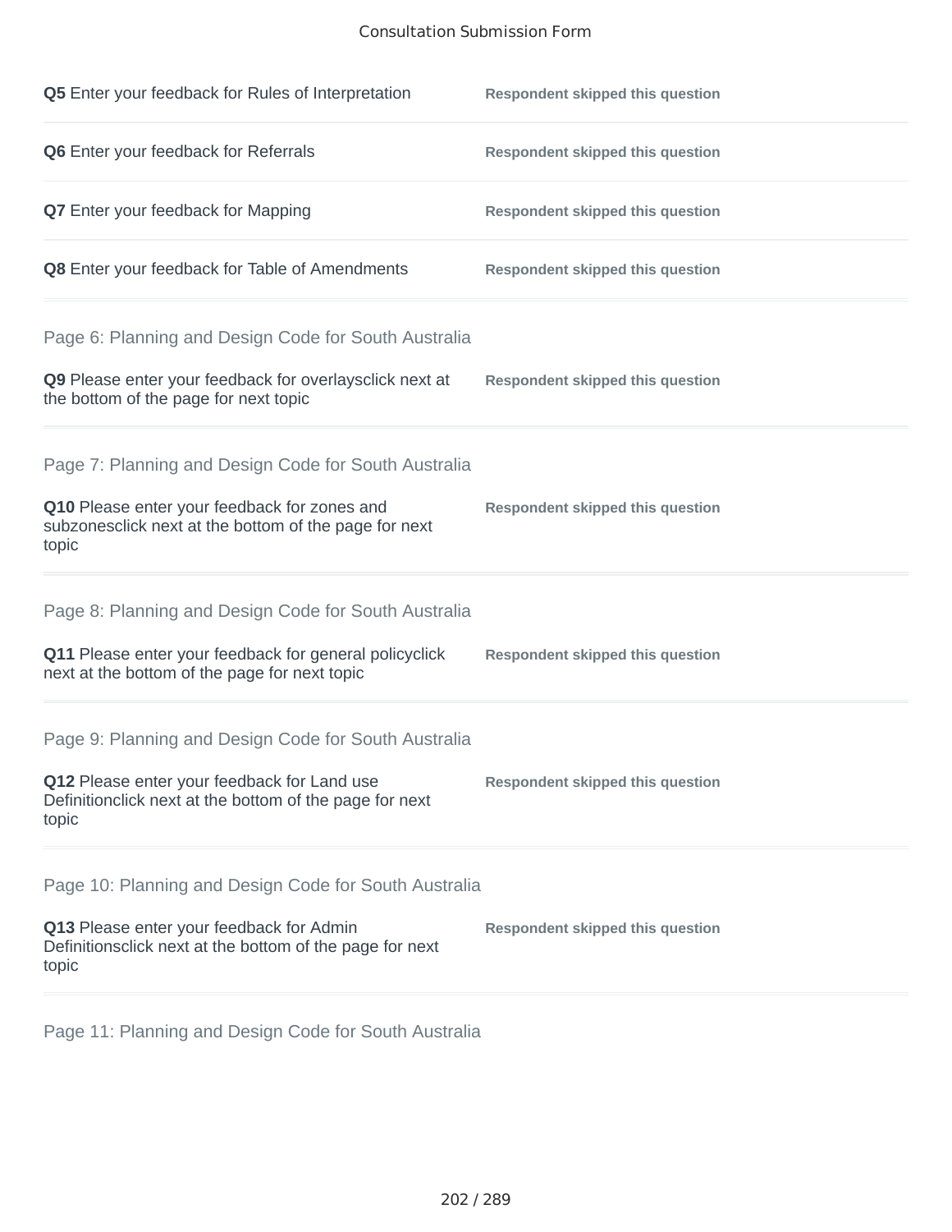**Q5** Enter your feedback for Rules of Interpretation — **Respondent skipped this question**

**Q6** Enter your feedback for Referrals — **Respondent skipped this question**

**Q7** Enter your feedback for Mapping — **Respondent skipped this question**

**Q8** Enter your feedback for Table of Amendments — **Respondent skipped this question**

## Page 6: Planning and Design Code for South Australia

**Q9** Please enter your feedback for overlaysclick next at the bottom of the page for next topic — **Respondent skipped this question**

## Page 7: Planning and Design Code for South Australia

**Q10** Please enter your feedback for zones and subzonesclick next at the bottom of the page for next topic — **Respondent skipped this question**

## Page 8: Planning and Design Code for South Australia

**Q11** Please enter your feedback for general policyclick next at the bottom of the page for next topic — **Respondent skipped this question**

## Page 9: Planning and Design Code for South Australia

**Q12** Please enter your feedback for Land use Definitionclick next at the bottom of the page for next topic — **Respondent skipped this question**

## Page 10: Planning and Design Code for South Australia

**Q13** Please enter your feedback for Admin Definitionsclick next at the bottom of the page for next topic — **Respondent skipped this question**

## Page 11: Planning and Design Code for South Australia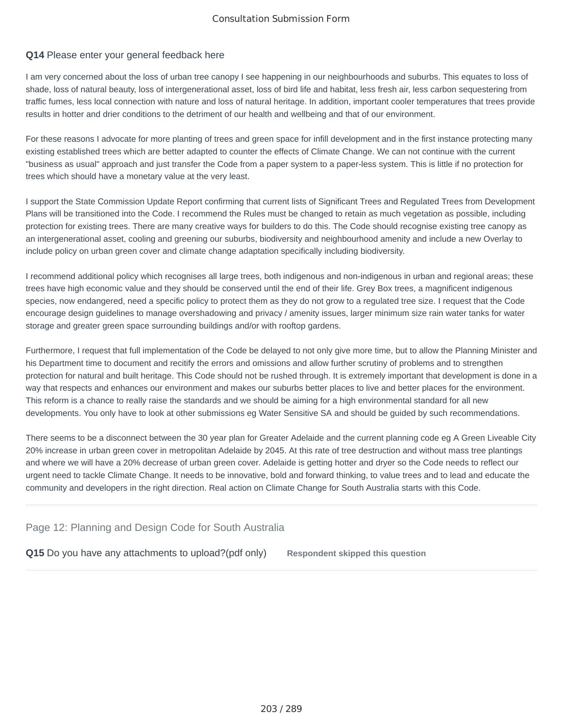**Q14** Please enter your general feedback here

I am very concerned about the loss of urban tree canopy I see happening in our neighbourhoods and suburbs. This equates to loss of shade, loss of natural beauty, loss of intergenerational asset, loss of bird life and habitat, less fresh air, less carbon sequestering from traffic fumes, less local connection with nature and loss of natural heritage. In addition, important cooler temperatures that trees provide results in hotter and drier conditions to the detriment of our health and wellbeing and that of our environment.

For these reasons I advocate for more planting of trees and green space for infill development and in the first instance protecting many existing established trees which are better adapted to counter the effects of Climate Change. We can not continue with the current "business as usual" approach and just transfer the Code from a paper system to a paper-less system. This is little if no protection for trees which should have a monetary value at the very least.

I support the State Commission Update Report confirming that current lists of Significant Trees and Regulated Trees from Development Plans will be transitioned into the Code. I recommend the Rules must be changed to retain as much vegetation as possible, including protection for existing trees. There are many creative ways for builders to do this. The Code should recognise existing tree canopy as an intergenerational asset, cooling and greening our suburbs, biodiversity and neighbourhood amenity and include a new Overlay to include policy on urban green cover and climate change adaptation specifically including biodiversity.

I recommend additional policy which recognises all large trees, both indigenous and non-indigenous in urban and regional areas; these trees have high economic value and they should be conserved until the end of their life. Grey Box trees, a magnificent indigenous species, now endangered, need a specific policy to protect them as they do not grow to a regulated tree size. I request that the Code encourage design guidelines to manage overshadowing and privacy / amenity issues, larger minimum size rain water tanks for water storage and greater green space surrounding buildings and/or with rooftop gardens.

Furthermore, I request that full implementation of the Code be delayed to not only give more time, but to allow the Planning Minister and his Department time to document and recitify the errors and omissions and allow further scrutiny of problems and to strengthen protection for natural and built heritage. This Code should not be rushed through. It is extremely important that development is done in a way that respects and enhances our environment and makes our suburbs better places to live and better places for the environment. This reform is a chance to really raise the standards and we should be aiming for a high environmental standard for all new developments. You only have to look at other submissions eg Water Sensitive SA and should be guided by such recommendations.

There seems to be a disconnect between the 30 year plan for Greater Adelaide and the current planning code eg A Green Liveable City 20% increase in urban green cover in metropolitan Adelaide by 2045. At this rate of tree destruction and without mass tree plantings and where we will have a 20% decrease of urban green cover. Adelaide is getting hotter and dryer so the Code needs to reflect our urgent need to tackle Climate Change. It needs to be innovative, bold and forward thinking, to value trees and to lead and educate the community and developers in the right direction. Real action on Climate Change for South Australia starts with this Code.

## Page 12: Planning and Design Code for South Australia

**Q15** Do you have any attachments to upload?(pdf only) **Respondent skipped this question**